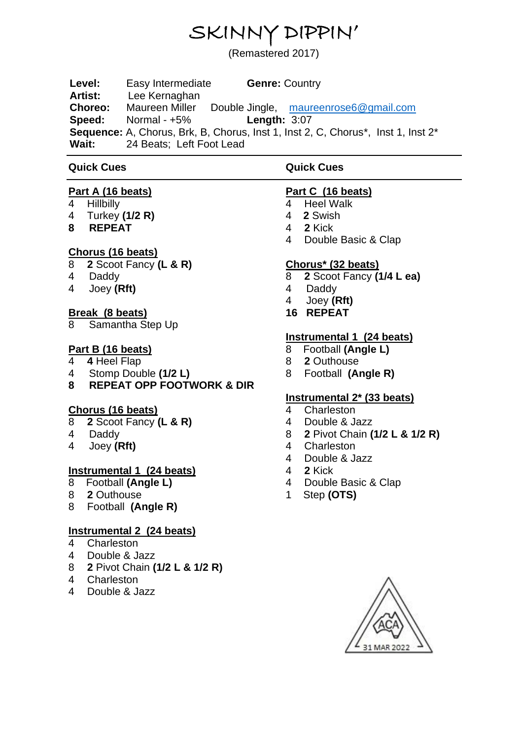# SKINNY DIPPIN'

(Remastered 2017)

**Level:** Easy Intermediate **Genre:** Country
**Artist:** Lee Kernaghan
**Choreo:** Maureen Miller Double Jingle, maureenrose6@gmail.com
**Speed:** Normal - +5% **Length:** 3:07
**Sequence:** A, Chorus, Brk, B, Chorus, Inst 1, Inst 2, C, Chorus*, Inst 1, Inst 2*
**Wait:** 24 Beats; Left Foot Lead

---

## Quick Cues

**Part A (16 beats)**
4 Hillbilly
4 Turkey **(1/2 R)**
**8 REPEAT**

**Chorus (16 beats)**
8 **2** Scoot Fancy **(L & R)**
4 Daddy
4 Joey **(Rft)**

**Break (8 beats)**
8 Samantha Step Up

**Part B (16 beats)**
4 **4** Heel Flap
4 Stomp Double **(1/2 L)**
**8 REPEAT OPP FOOTWORK & DIR**

**Chorus (16 beats)**
8 **2** Scoot Fancy **(L & R)**
4 Daddy
4 Joey **(Rft)**

**Instrumental 1 (24 beats)**
8 Football **(Angle L)**
8 **2** Outhouse
8 Football **(Angle R)**

**Instrumental 2 (24 beats)**
4 Charleston
4 Double & Jazz
8 **2** Pivot Chain **(1/2 L & 1/2 R)**
4 Charleston
4 Double & Jazz

**Part C (16 beats)**
4 Heel Walk
4 **2** Swish
4 **2** Kick
4 Double Basic & Clap

**Chorus* (32 beats)**
8 **2** Scoot Fancy **(1/4 L ea)**
4 Daddy
4 Joey **(Rft)**
**16 REPEAT**

**Instrumental 1 (24 beats)**
8 Football **(Angle L)**
8 **2** Outhouse
8 Football **(Angle R)**

**Instrumental 2* (33 beats)**
4 Charleston
4 Double & Jazz
8 **2** Pivot Chain **(1/2 L & 1/2 R)**
4 Charleston
4 Double & Jazz
4 **2** Kick
4 Double Basic & Clap
1 Step **(OTS)**

ACA 31 MAR 2022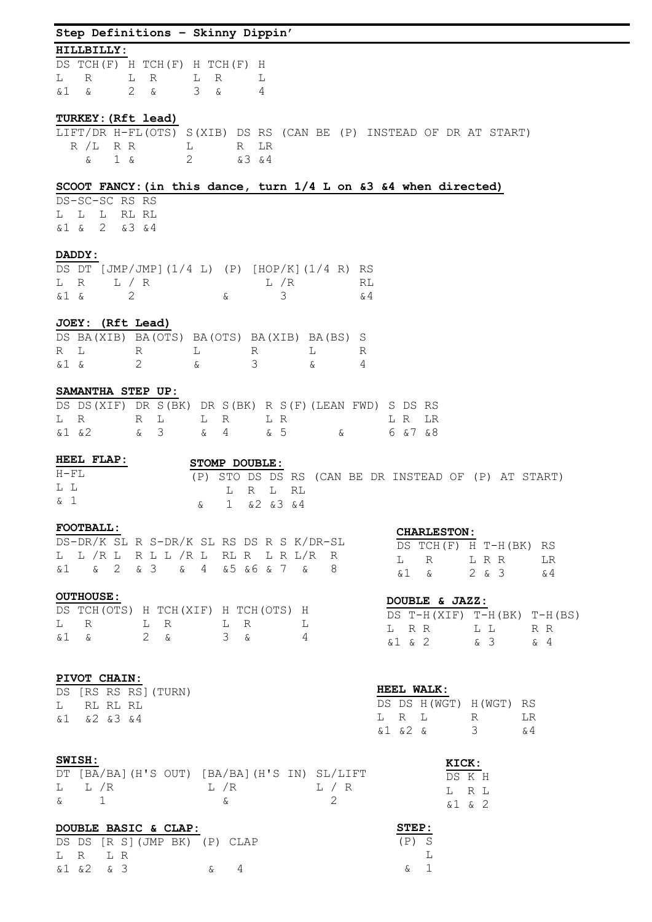## Step Definitions – Skinny Dippin'

**HILLBILLY:**

```
DS TCH(F) H TCH(F) H TCH(F) H
L   R     L  R     L  R     L
&1  &     2  &     3  &     4
```

**TURKEY:(Rft lead)**

```
LIFT/DR H-FL(OTS) S(XIB) DS RS (CAN BE (P) INSTEAD OF DR AT START)
  R /L  R R       L      R  LR
    &   1 &       2      &3 &4
```

**SCOOT FANCY:(in this dance, turn 1/4 L on &3 &4 when directed)**

```
DS-SC-SC RS RS
L  L  L  RL RL
&1 &  2  &3 &4
```

**DADDY:**

```
DS DT [JMP/JMP](1/4 L) (P) [HOP/K](1/4 R) RS
L  R    L / R                L /R         RL
&1 &      2             &      3          &4
```

**JOEY: (Rft Lead)**

```
DS BA(XIB) BA(OTS) BA(OTS) BA(XIB) BA(BS) S
R  L       R       L       R       L      R
&1 &       2       &       3       &      4
```

**SAMANTHA STEP UP:**

```
DS DS(XIF) DR S(BK) DR S(BK) R S(F)(LEAN FWD) S DS RS
L  R       R  L     L  R     L R              L R  LR
&1 &2      &  3     &  4     & 5          &   6 &7 &8
```

**HEEL FLAP:**

```
H-FL
L L
& 1
```

**STOMP DOUBLE:**

```
(P) STO DS DS RS (CAN BE DR INSTEAD OF (P) AT START)
    L   R  L  RL
&   1   &2 &3 &4
```

**FOOTBALL:**

```
DS-DR/K SL R S-DR/K SL RS DS R S K/DR-SL
L  L /R L  R L L /R L  RL R  L R L/R  R
&1   & 2   & 3   & 4   &5 &6 & 7 &    8
```

**CHARLESTON:**

```
DS TCH(F) H T-H(BK) RS
L  R      L R R     LR
&1 &      2 & 3     &4
```

**OUTHOUSE:**

```
DS TCH(OTS) H TCH(XIF) H TCH(OTS) H
L  R        L R        L R        L
&1 &        2 &        3 &        4
```

**DOUBLE & JAZZ:**

```
DS T-H(XIF) T-H(BK) T-H(BS)
L  R R      L L     R R
&1 & 2      & 3     & 4
```

**PIVOT CHAIN:**

```
DS [RS RS RS](TURN)
L   RL RL RL
&1  &2 &3 &4
```

**HEEL WALK:**

```
DS DS H(WGT) H(WGT) RS
L  R  L      R      LR
&1 &2 &      3      &4
```

**SWISH:**

```
DT [BA/BA](H'S OUT) [BA/BA](H'S IN) SL/LIFT
L   L /R            L /R            L / R
&     1               &               2
```

**KICK:**

```
DS K H
L  R L
&1 & 2
```

**DOUBLE BASIC & CLAP:**

```
DS DS [R S](JMP BK) (P) CLAP
L  R   L R
&1 &2  & 3           &   4
```

**STEP:**

```
(P) S
    L
&   1
```